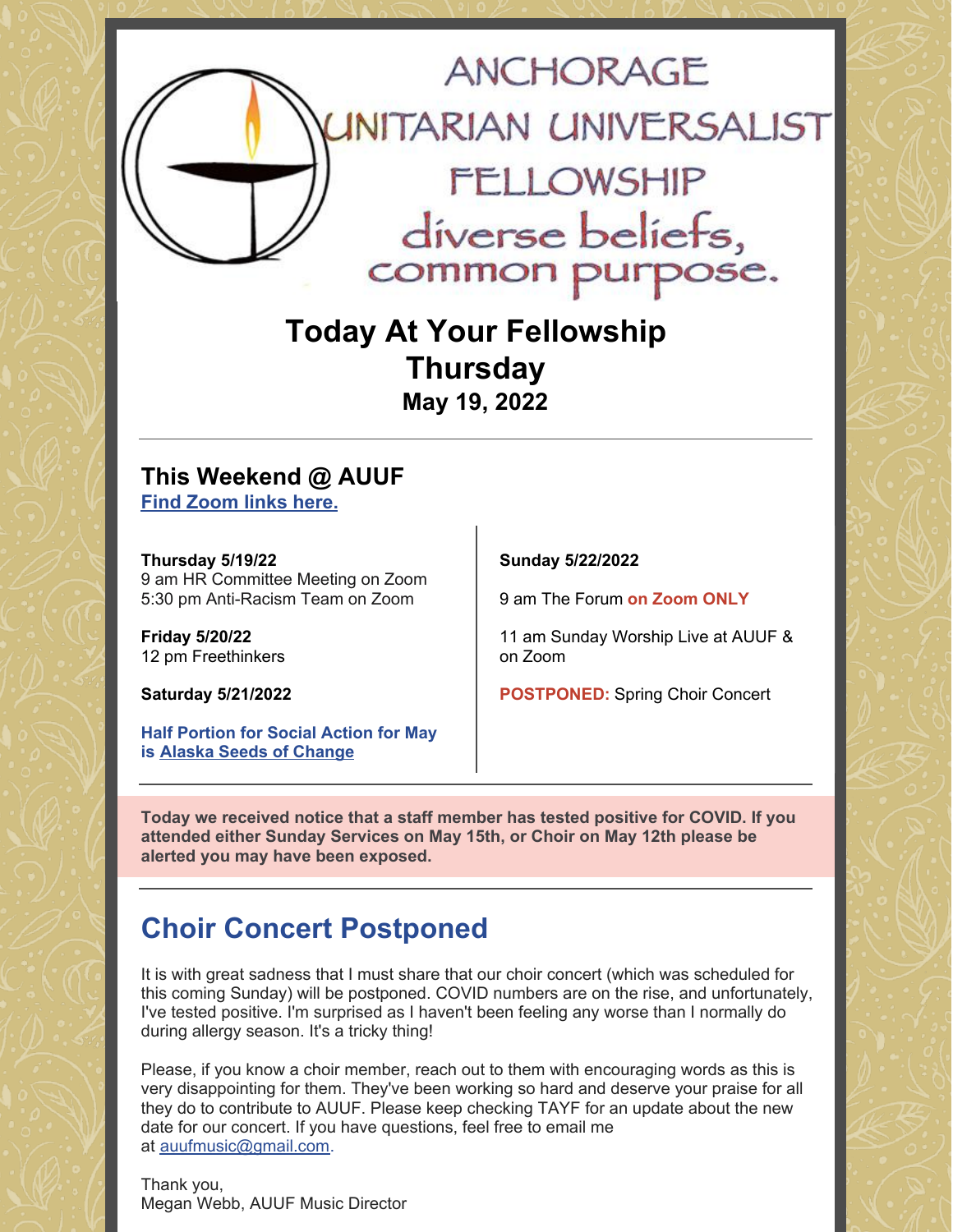ANCHORAGE UNITARIAN UNIVERSALIST FELLOWSHIP

diverse beliefs, common purpose.

# Today At Your Fellowship Thursday

## May 19, 2022

---

## This Weekend @ AUUF

**Find Zoom links here.**

**Thursday 5/19/22**
9 am HR Committee Meeting on Zoom
5:30 pm Anti-Racism Team on Zoom

**Friday 5/20/22**
12 pm Freethinkers

**Saturday 5/21/2022**

**Half Portion for Social Action for May is Alaska Seeds of Change**

**Sunday 5/22/2022**

9 am The Forum **on Zoom ONLY**

11 am Sunday Worship Live at AUUF & on Zoom

**POSTPONED:** Spring Choir Concert

---

**Today we received notice that a staff member has tested positive for COVID. If you attended either Sunday Services on May 15th, or Choir on May 12th please be alerted you may have been exposed.**

---

# Choir Concert Postponed

It is with great sadness that I must share that our choir concert (which was scheduled for this coming Sunday) will be postponed. COVID numbers are on the rise, and unfortunately, I've tested positive. I'm surprised as I haven't been feeling any worse than I normally do during allergy season. It's a tricky thing!

Please, if you know a choir member, reach out to them with encouraging words as this is very disappointing for them. They've been working so hard and deserve your praise for all they do to contribute to AUUF. Please keep checking TAYF for an update about the new date for our concert. If you have questions, feel free to email me at auufmusic@gmail.com.

Thank you,
Megan Webb, AUUF Music Director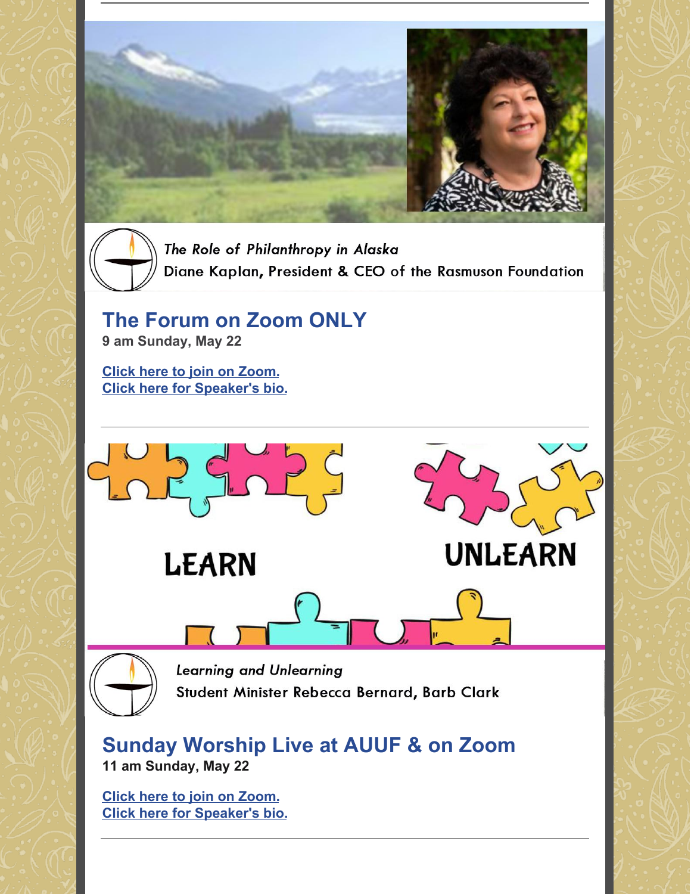*The Role of Philanthropy in Alaska*

Diane Kaplan, President & CEO of the Rasmuson Foundation

## The Forum on Zoom ONLY

**9 am Sunday, May 22**

**Click here to join on Zoom.**
**Click here for Speaker's bio.**

---

LEARN UNLEARN

*Learning and Unlearning*

Student Minister Rebecca Bernard, Barb Clark

## Sunday Worship Live at AUUF & on Zoom

**11 am Sunday, May 22**

**Click here to join on Zoom.**
**Click here for Speaker's bio.**

---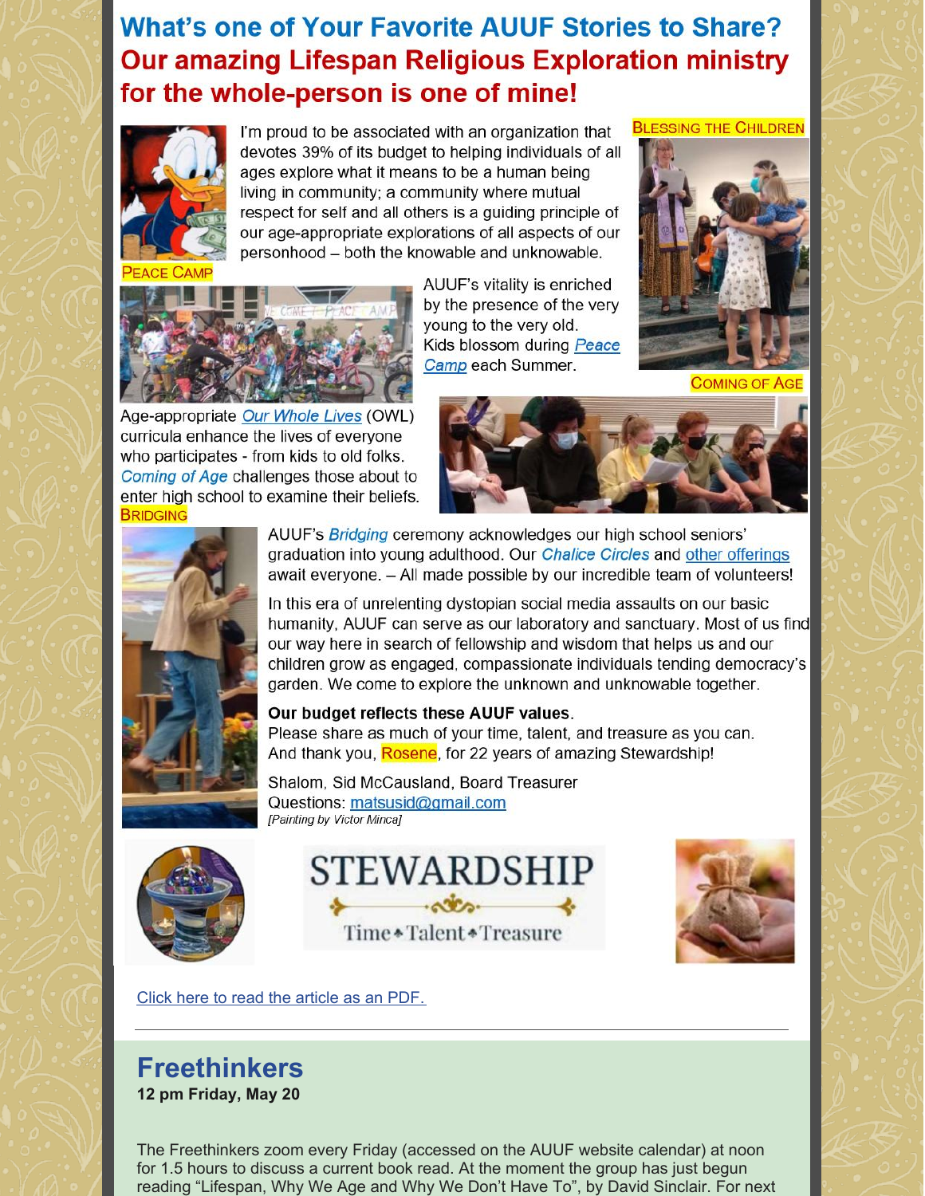# What's one of Your Favorite AUUF Stories to Share?

## Our amazing Lifespan Religious Exploration ministry for the whole-person is one of mine!

I'm proud to be associated with an organization that devotes 39% of its budget to helping individuals of all ages explore what it means to be a human being living in community; a community where mutual respect for self and all others is a guiding principle of our age-appropriate explorations of all aspects of our personhood – both the knowable and unknowable.

BLESSING THE CHILDREN

PEACE CAMP

AUUF's vitality is enriched by the presence of the very young to the very old. Kids blossom during *Peace Camp* each Summer.

COMING OF AGE

Age-appropriate *Our Whole Lives* (OWL) curricula enhance the lives of everyone who participates - from kids to old folks. *Coming of Age* challenges those about to enter high school to examine their beliefs.

BRIDGING

AUUF's *Bridging* ceremony acknowledges our high school seniors' graduation into young adulthood. Our *Chalice Circles* and other offerings await everyone. – All made possible by our incredible team of volunteers!

In this era of unrelenting dystopian social media assaults on our basic humanity, AUUF can serve as our laboratory and sanctuary. Most of us find our way here in search of fellowship and wisdom that helps us and our children grow as engaged, compassionate individuals tending democracy's garden. We come to explore the unknown and unknowable together.

**Our budget reflects these AUUF values.**
Please share as much of your time, talent, and treasure as you can.
And thank you, Rosene, for 22 years of amazing Stewardship!

Shalom, Sid McCausland, Board Treasurer
Questions: matsusid@gmail.com
*[Painting by Victor Minca]*

STEWARDSHIP
Time • Talent • Treasure

Click here to read the article as an PDF.

---

## Freethinkers

**12 pm Friday, May 20**

The Freethinkers zoom every Friday (accessed on the AUUF website calendar) at noon for 1.5 hours to discuss a current book read. At the moment the group has just begun reading "Lifespan, Why We Age and Why We Don't Have To", by David Sinclair. For next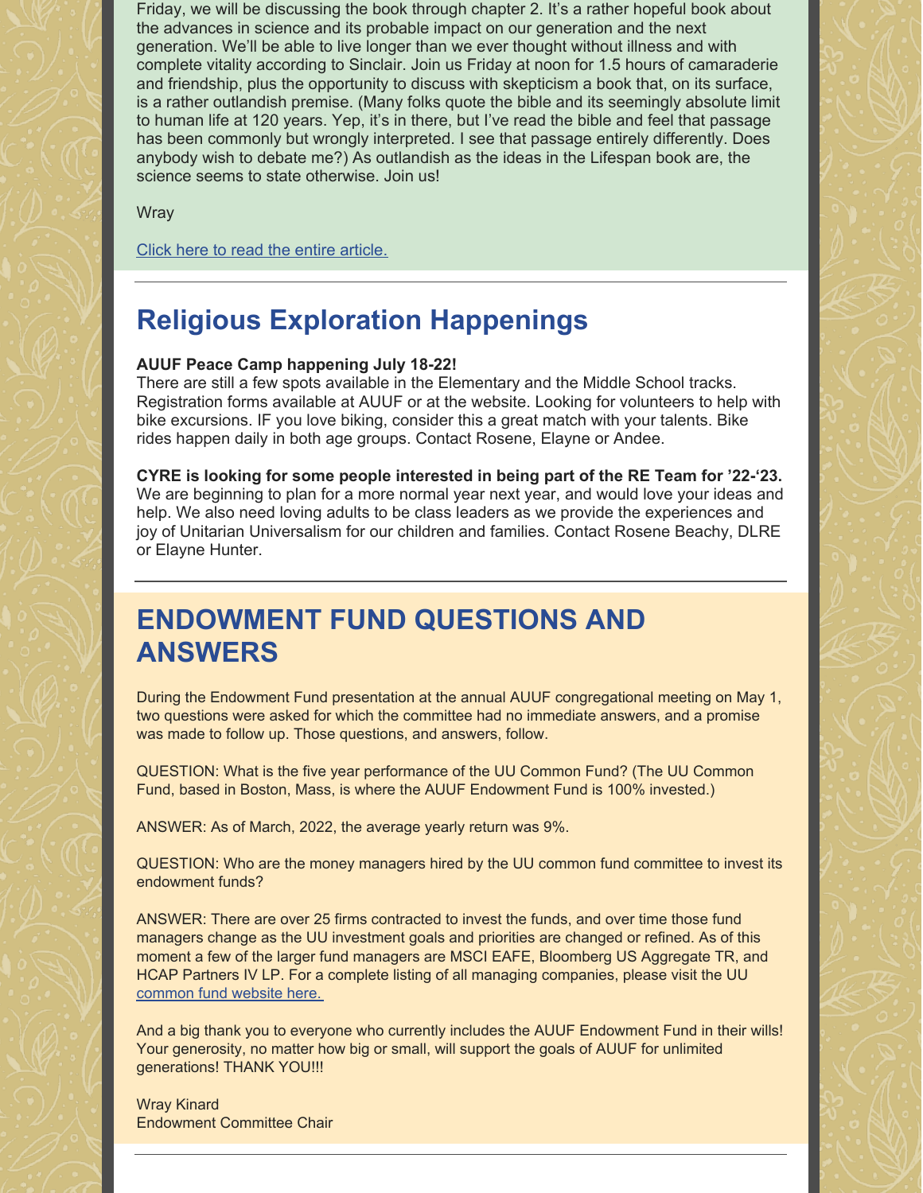Friday, we will be discussing the book through chapter 2. It's a rather hopeful book about the advances in science and its probable impact on our generation and the next generation. We'll be able to live longer than we ever thought without illness and with complete vitality according to Sinclair. Join us Friday at noon for 1.5 hours of camaraderie and friendship, plus the opportunity to discuss with skepticism a book that, on its surface, is a rather outlandish premise. (Many folks quote the bible and its seemingly absolute limit to human life at 120 years. Yep, it's in there, but I've read the bible and feel that passage has been commonly but wrongly interpreted. I see that passage entirely differently. Does anybody wish to debate me?) As outlandish as the ideas in the Lifespan book are, the science seems to state otherwise. Join us!

Wray

Click here to read the entire article.

---

## Religious Exploration Happenings

**AUUF Peace Camp happening July 18-22!**
There are still a few spots available in the Elementary and the Middle School tracks. Registration forms available at AUUF or at the website. Looking for volunteers to help with bike excursions. IF you love biking, consider this a great match with your talents. Bike rides happen daily in both age groups. Contact Rosene, Elayne or Andee.

**CYRE is looking for some people interested in being part of the RE Team for '22-'23.** We are beginning to plan for a more normal year next year, and would love your ideas and help. We also need loving adults to be class leaders as we provide the experiences and joy of Unitarian Universalism for our children and families. Contact Rosene Beachy, DLRE or Elayne Hunter.

---

## ENDOWMENT FUND QUESTIONS AND ANSWERS

During the Endowment Fund presentation at the annual AUUF congregational meeting on May 1, two questions were asked for which the committee had no immediate answers, and a promise was made to follow up. Those questions, and answers, follow.

QUESTION: What is the five year performance of the UU Common Fund? (The UU Common Fund, based in Boston, Mass, is where the AUUF Endowment Fund is 100% invested.)

ANSWER: As of March, 2022, the average yearly return was 9%.

QUESTION: Who are the money managers hired by the UU common fund committee to invest its endowment funds?

ANSWER: There are over 25 firms contracted to invest the funds, and over time those fund managers change as the UU investment goals and priorities are changed or refined. As of this moment a few of the larger fund managers are MSCI EAFE, Bloomberg US Aggregate TR, and HCAP Partners IV LP. For a complete listing of all managing companies, please visit the UU common fund website here.

And a big thank you to everyone who currently includes the AUUF Endowment Fund in their wills! Your generosity, no matter how big or small, will support the goals of AUUF for unlimited generations! THANK YOU!!!

Wray Kinard
Endowment Committee Chair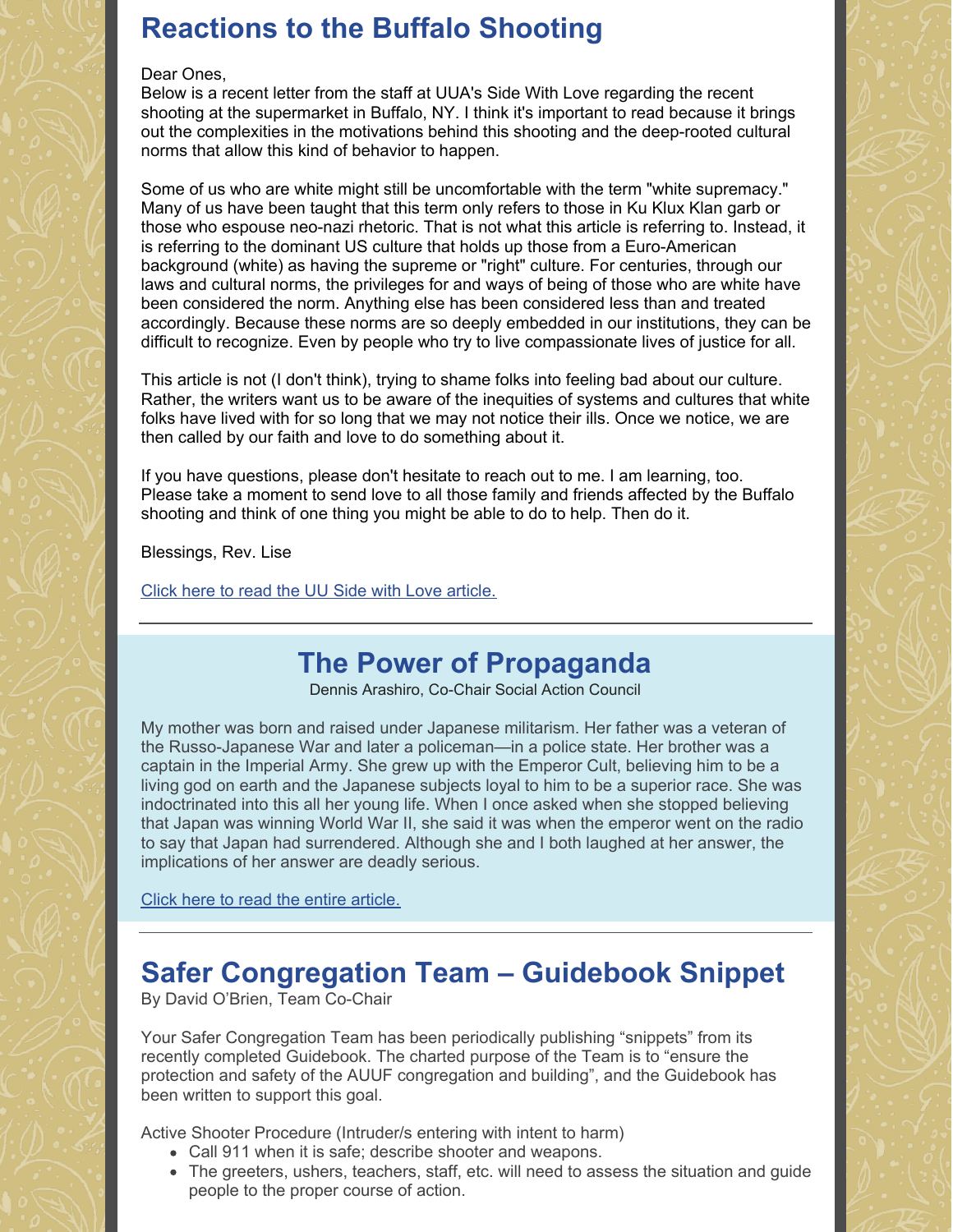## Reactions to the Buffalo Shooting

Dear Ones,
Below is a recent letter from the staff at UUA's Side With Love regarding the recent shooting at the supermarket in Buffalo, NY. I think it's important to read because it brings out the complexities in the motivations behind this shooting and the deep-rooted cultural norms that allow this kind of behavior to happen.

Some of us who are white might still be uncomfortable with the term "white supremacy." Many of us have been taught that this term only refers to those in Ku Klux Klan garb or those who espouse neo-nazi rhetoric. That is not what this article is referring to. Instead, it is referring to the dominant US culture that holds up those from a Euro-American background (white) as having the supreme or "right" culture. For centuries, through our laws and cultural norms, the privileges for and ways of being of those who are white have been considered the norm. Anything else has been considered less than and treated accordingly. Because these norms are so deeply embedded in our institutions, they can be difficult to recognize. Even by people who try to live compassionate lives of justice for all.

This article is not (I don't think), trying to shame folks into feeling bad about our culture. Rather, the writers want us to be aware of the inequities of systems and cultures that white folks have lived with for so long that we may not notice their ills. Once we notice, we are then called by our faith and love to do something about it.

If you have questions, please don't hesitate to reach out to me. I am learning, too. Please take a moment to send love to all those family and friends affected by the Buffalo shooting and think of one thing you might be able to do to help. Then do it.

Blessings, Rev. Lise

Click here to read the UU Side with Love article.

---

## The Power of Propaganda

Dennis Arashiro, Co-Chair Social Action Council

My mother was born and raised under Japanese militarism. Her father was a veteran of the Russo-Japanese War and later a policeman—in a police state. Her brother was a captain in the Imperial Army. She grew up with the Emperor Cult, believing him to be a living god on earth and the Japanese subjects loyal to him to be a superior race. She was indoctrinated into this all her young life. When I once asked when she stopped believing that Japan was winning World War II, she said it was when the emperor went on the radio to say that Japan had surrendered. Although she and I both laughed at her answer, the implications of her answer are deadly serious.

Click here to read the entire article.

---

## Safer Congregation Team – Guidebook Snippet

By David O'Brien, Team Co-Chair

Your Safer Congregation Team has been periodically publishing "snippets" from its recently completed Guidebook. The charted purpose of the Team is to "ensure the protection and safety of the AUUF congregation and building", and the Guidebook has been written to support this goal.

Active Shooter Procedure (Intruder/s entering with intent to harm)

- Call 911 when it is safe; describe shooter and weapons.
- The greeters, ushers, teachers, staff, etc. will need to assess the situation and guide people to the proper course of action.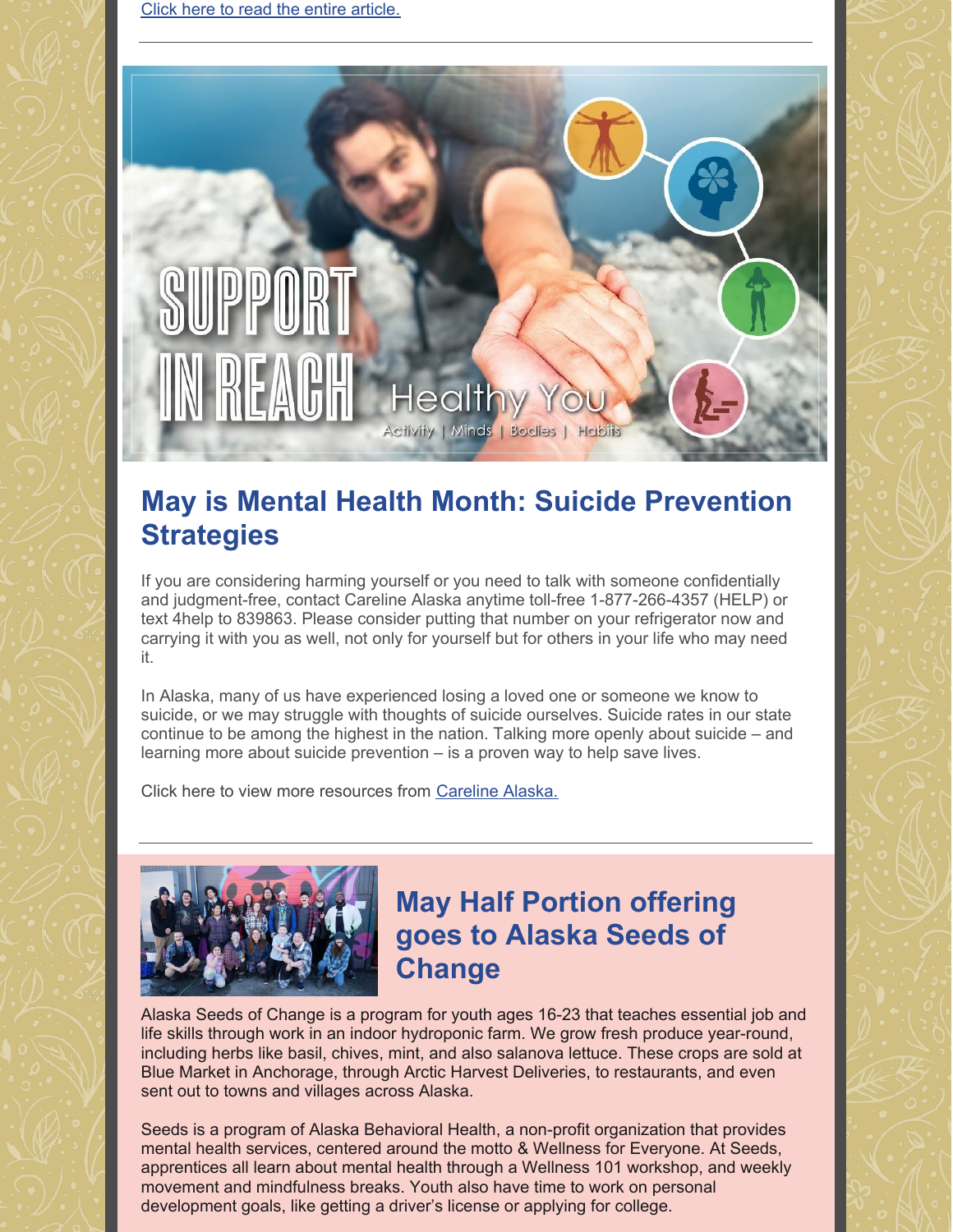Click here to read the entire article.

---

## May is Mental Health Month: Suicide Prevention Strategies

If you are considering harming yourself or you need to talk with someone confidentially and judgment-free, contact Careline Alaska anytime toll-free 1-877-266-4357 (HELP) or text 4help to 839863. Please consider putting that number on your refrigerator now and carrying it with you as well, not only for yourself but for others in your life who may need it.

In Alaska, many of us have experienced losing a loved one or someone we know to suicide, or we may struggle with thoughts of suicide ourselves. Suicide rates in our state continue to be among the highest in the nation. Talking more openly about suicide – and learning more about suicide prevention – is a proven way to help save lives.

Click here to view more resources from Careline Alaska.

---

## May Half Portion offering goes to Alaska Seeds of Change

Alaska Seeds of Change is a program for youth ages 16-23 that teaches essential job and life skills through work in an indoor hydroponic farm. We grow fresh produce year-round, including herbs like basil, chives, mint, and also salanova lettuce. These crops are sold at Blue Market in Anchorage, through Arctic Harvest Deliveries, to restaurants, and even sent out to towns and villages across Alaska.

Seeds is a program of Alaska Behavioral Health, a non-profit organization that provides mental health services, centered around the motto & Wellness for Everyone. At Seeds, apprentices all learn about mental health through a Wellness 101 workshop, and weekly movement and mindfulness breaks. Youth also have time to work on personal development goals, like getting a driver's license or applying for college.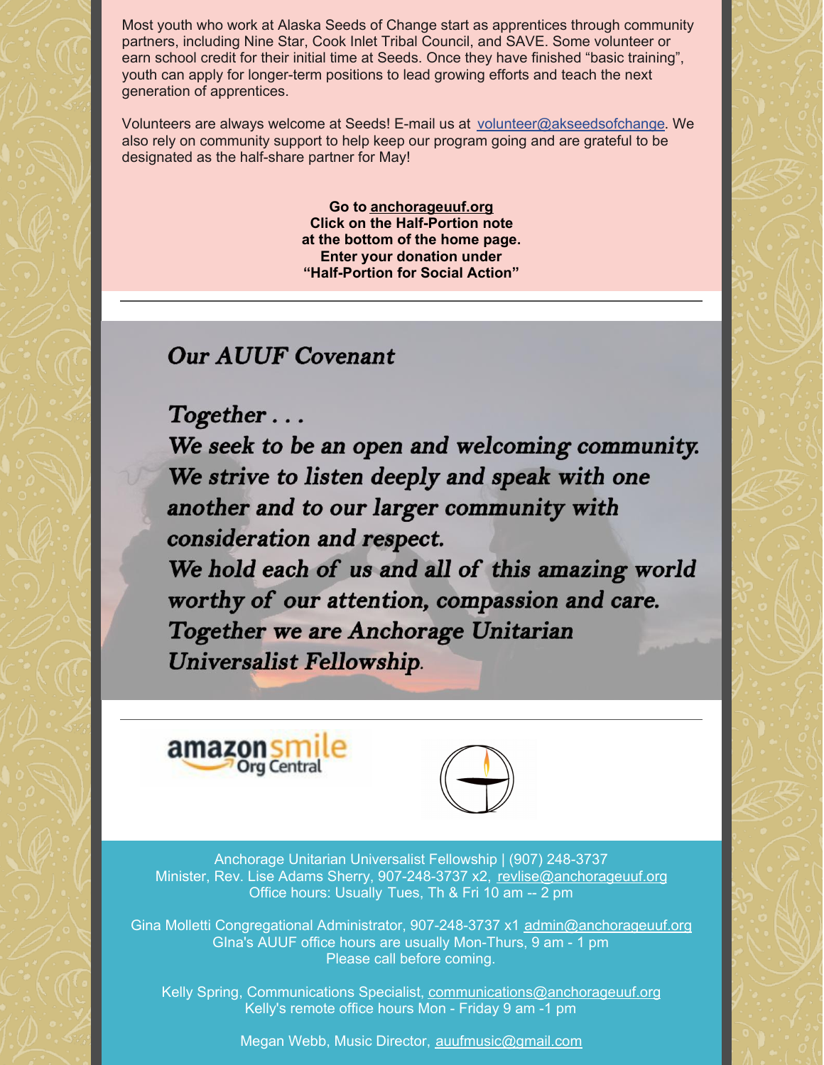Most youth who work at Alaska Seeds of Change start as apprentices through community partners, including Nine Star, Cook Inlet Tribal Council, and SAVE. Some volunteer or earn school credit for their initial time at Seeds. Once they have finished "basic training", youth can apply for longer-term positions to lead growing efforts and teach the next generation of apprentices.

Volunteers are always welcome at Seeds! E-mail us at volunteer@akseedsofchange. We also rely on community support to help keep our program going and are grateful to be designated as the half-share partner for May!

**Go to anchorageuuf.org**
**Click on the Half-Portion note at the bottom of the home page.**
**Enter your donation under "Half-Portion for Social Action"**

---

## *Our AUUF Covenant*

*Together . . .*
*We seek to be an open and welcoming community.*
*We strive to listen deeply and speak with one another and to our larger community with consideration and respect.*
*We hold each of us and all of this amazing world worthy of our attention, compassion and care.*
*Together we are Anchorage Unitarian Universalist Fellowship.*

---

amazonsmile Org Central

Anchorage Unitarian Universalist Fellowship | (907) 248-3737
Minister, Rev. Lise Adams Sherry, 907-248-3737 x2, revlise@anchorageuuf.org
Office hours: Usually Tues, Th & Fri 10 am -- 2 pm

Gina Molletti Congregational Administrator, 907-248-3737 x1 admin@anchorageuuf.org
GIna's AUUF office hours are usually Mon-Thurs, 9 am - 1 pm
Please call before coming.

Kelly Spring, Communications Specialist, communications@anchorageuuf.org
Kelly's remote office hours Mon - Friday 9 am -1 pm

Megan Webb, Music Director, auufmusic@gmail.com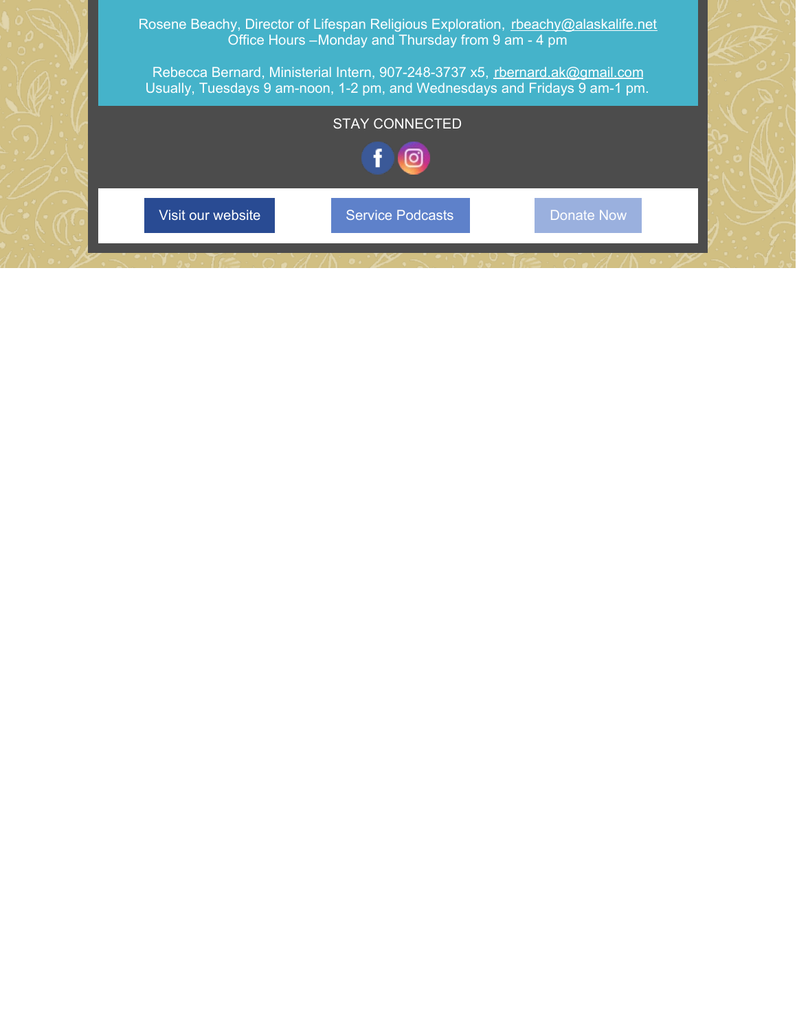Rosene Beachy, Director of Lifespan Religious Exploration, rbeachy@alaskalife.net
Office Hours –Monday and Thursday from 9 am - 4 pm

Rebecca Bernard, Ministerial Intern, 907-248-3737 x5, rbernard.ak@gmail.com
Usually, Tuesdays 9 am-noon, 1-2 pm, and Wednesdays and Fridays 9 am-1 pm.

STAY CONNECTED

Visit our website

Service Podcasts

Donate Now